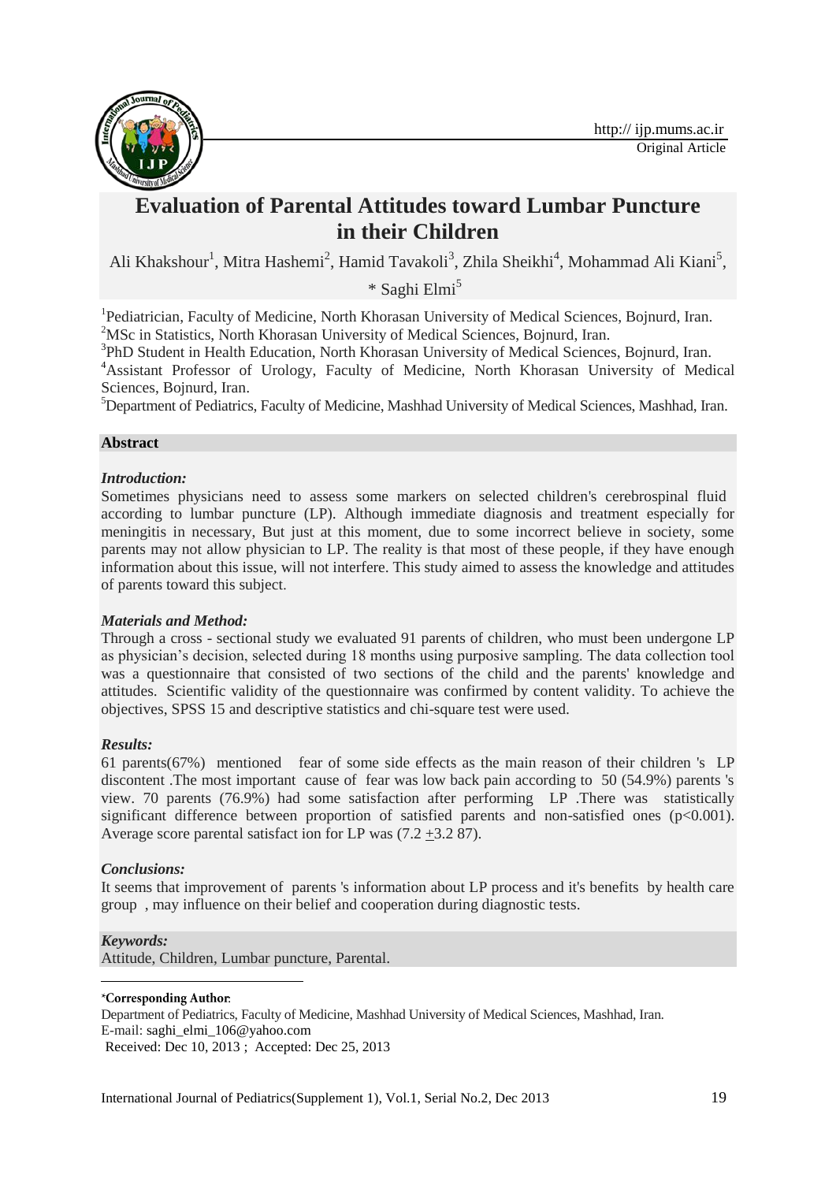# Evaluation of Parental Attitudes toward Lumbar Puncture in their Children

Ali Khakshour[1], Mitra Hashemi[2], Hamid Tavakoli[3], Zhila Sheikhi[4], Mohammad Ali Kiani[5], * Saghi Elmi[5]

[1]Pediatrician, Faculty of Medicine, North Khorasan University of Medical Sciences, Bojnurd, Iran.
[2]MSc in Statistics, North Khorasan University of Medical Sciences, Bojnurd, Iran.
[3]PhD Student in Health Education, North Khorasan University of Medical Sciences, Bojnurd, Iran.
[4]Assistant Professor of Urology, Faculty of Medicine, North Khorasan University of Medical Sciences, Bojnurd, Iran.
[5]Department of Pediatrics, Faculty of Medicine, Mashhad University of Medical Sciences, Mashhad, Iran.

## Abstract

### *Introduction:*

Sometimes physicians need to assess some markers on selected children's cerebrospinal fluid according to lumbar puncture (LP). Although immediate diagnosis and treatment especially for meningitis in necessary, But just at this moment, due to some incorrect believe in society, some parents may not allow physician to LP. The reality is that most of these people, if they have enough information about this issue, will not interfere. This study aimed to assess the knowledge and attitudes of parents toward this subject.

### *Materials and Method:*

Through a cross - sectional study we evaluated 91 parents of children, who must been undergone LP as physician's decision, selected during 18 months using purposive sampling. The data collection tool was a questionnaire that consisted of two sections of the child and the parents' knowledge and attitudes. Scientific validity of the questionnaire was confirmed by content validity. To achieve the objectives, SPSS 15 and descriptive statistics and chi-square test were used.

### *Results:*

61 parents(67%) mentioned fear of some side effects as the main reason of their children 's LP discontent .The most important cause of fear was low back pain according to 50 (54.9%) parents 's view. 70 parents (76.9%) had some satisfaction after performing LP .There was statistically significant difference between proportion of satisfied parents and non-satisfied ones ($p<0.001$). Average score parental satisfact ion for LP was ($7.2 \pm 3.2$ 87).

### *Conclusions:*

It seems that improvement of parents 's information about LP process and it's benefits by health care group , may influence on their belief and cooperation during diagnostic tests.

### *Keywords:*

Attitude, Children, Lumbar puncture, Parental.

---

\***Corresponding Author**:

Department of Pediatrics, Faculty of Medicine, Mashhad University of Medical Sciences, Mashhad, Iran.
E-mail: saghi_elmi_106@yahoo.com
Received: Dec 10, 2013 ; Accepted: Dec 25, 2013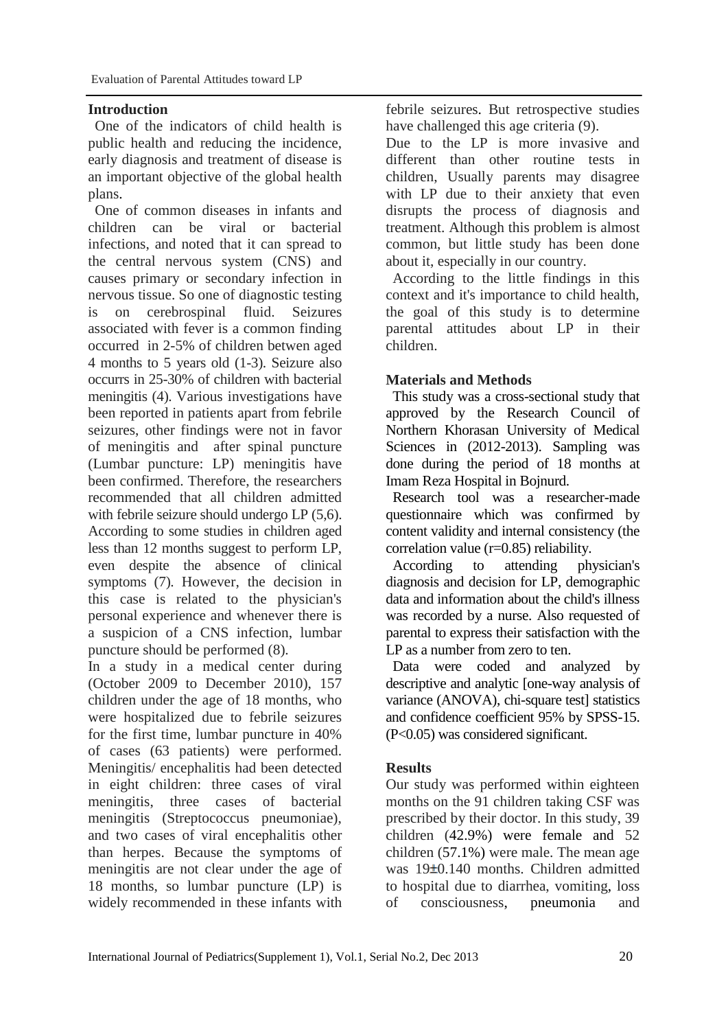## Introduction

One of the indicators of child health is public health and reducing the incidence, early diagnosis and treatment of disease is an important objective of the global health plans.

One of common diseases in infants and children can be viral or bacterial infections, and noted that it can spread to the central nervous system (CNS) and causes primary or secondary infection in nervous tissue. So one of diagnostic testing is on cerebrospinal fluid. Seizures associated with fever is a common finding occurred in 2-5% of children betwen aged 4 months to 5 years old (1-3). Seizure also occurrs in 25-30% of children with bacterial meningitis (4). Various investigations have been reported in patients apart from febrile seizures, other findings were not in favor of meningitis and after spinal puncture (Lumbar puncture: LP) meningitis have been confirmed. Therefore, the researchers recommended that all children admitted with febrile seizure should undergo LP (5,6). According to some studies in children aged less than 12 months suggest to perform LP, even despite the absence of clinical symptoms (7). However, the decision in this case is related to the physician's personal experience and whenever there is a suspicion of a CNS infection, lumbar puncture should be performed (8).

In a study in a medical center during (October 2009 to December 2010), 157 children under the age of 18 months, who were hospitalized due to febrile seizures for the first time, lumbar puncture in 40% of cases (63 patients) were performed. Meningitis/ encephalitis had been detected in eight children: three cases of viral meningitis, three cases of bacterial meningitis (Streptococcus pneumoniae), and two cases of viral encephalitis other than herpes. Because the symptoms of meningitis are not clear under the age of 18 months, so lumbar puncture (LP) is widely recommended in these infants with febrile seizures. But retrospective studies have challenged this age criteria (9).

Due to the LP is more invasive and different than other routine tests in children, Usually parents may disagree with LP due to their anxiety that even disrupts the process of diagnosis and treatment. Although this problem is almost common, but little study has been done about it, especially in our country.

According to the little findings in this context and it's importance to child health, the goal of this study is to determine parental attitudes about LP in their children.

## Materials and Methods

This study was a cross-sectional study that approved by the Research Council of Northern Khorasan University of Medical Sciences in (2012-2013). Sampling was done during the period of 18 months at Imam Reza Hospital in Bojnurd.

Research tool was a researcher-made questionnaire which was confirmed by content validity and internal consistency (the correlation value ($r=0.85$) reliability.

According to attending physician's diagnosis and decision for LP, demographic data and information about the child's illness was recorded by a nurse. Also requested of parental to express their satisfaction with the LP as a number from zero to ten.

Data were coded and analyzed by descriptive and analytic [one-way analysis of variance (ANOVA), chi-square test] statistics and confidence coefficient 95% by SPSS-15. ($P<0.05$) was considered significant.

## Results

Our study was performed within eighteen months on the 91 children taking CSF was prescribed by their doctor. In this study, 39 children (42.9%) were female and 52 children (57.1%) were male. The mean age was $19\pm0.140$ months. Children admitted to hospital due to diarrhea, vomiting, loss of consciousness, pneumonia and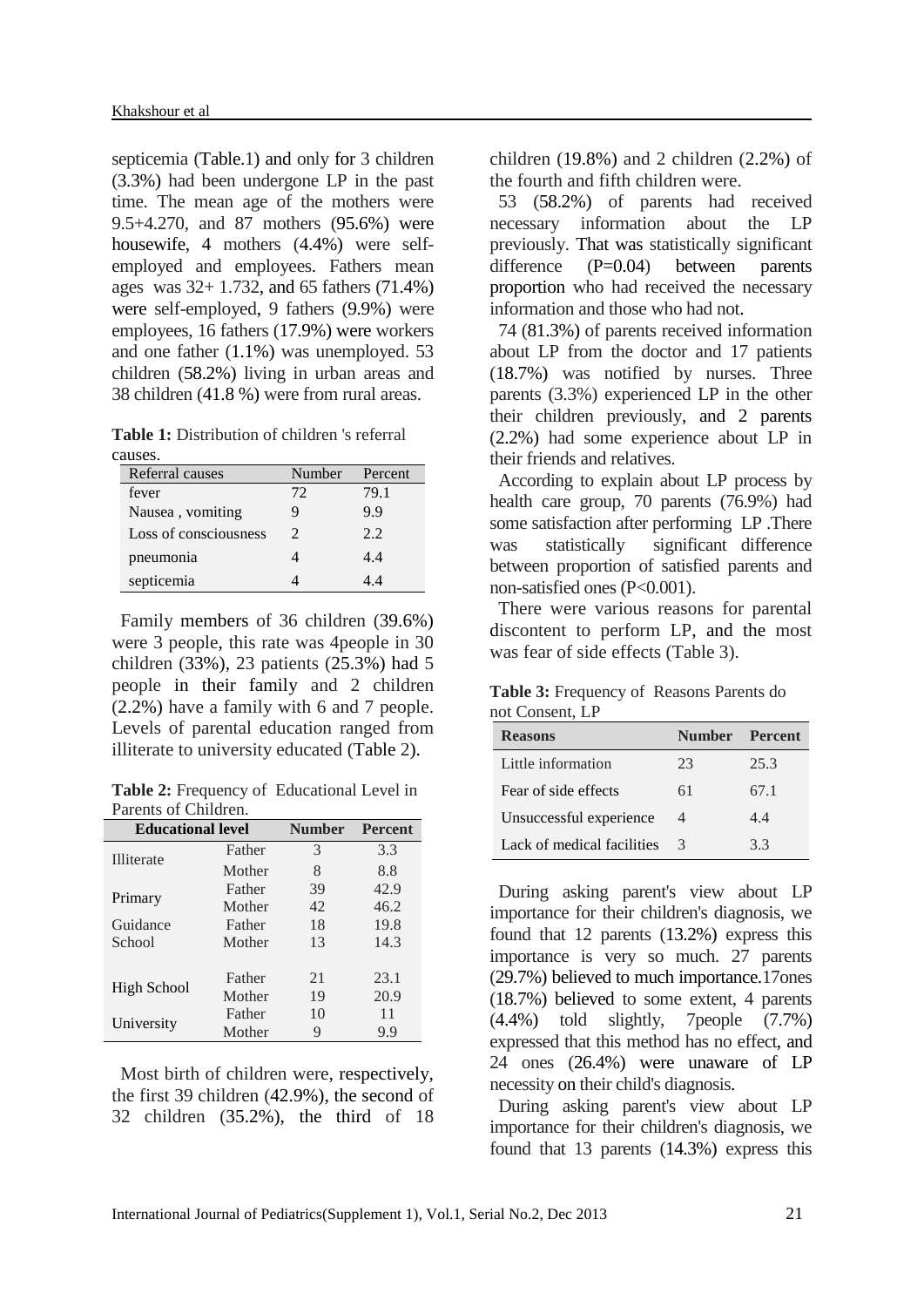septicemia (Table.1) and only for 3 children (3.3%) had been undergone LP in the past time. The mean age of the mothers were 9.5+4.270, and 87 mothers (95.6%) were housewife, 4 mothers (4.4%) were self-employed and employees. Fathers mean ages was 32+ 1.732, and 65 fathers (71.4%) were self-employed, 9 fathers (9.9%) were employees, 16 fathers (17.9%) were workers and one father (1.1%) was unemployed. 53 children (58.2%) living in urban areas and 38 children (41.8 %) were from rural areas.

**Table 1:** Distribution of children 's referral causes.

| Referral causes | Number | Percent |
|---|---|---|
| fever | 72 | 79.1 |
| Nausea , vomiting | 9 | 9.9 |
| Loss of consciousness | 2 | 2.2 |
| pneumonia | 4 | 4.4 |
| septicemia | 4 | 4.4 |

Family members of 36 children (39.6%) were 3 people, this rate was 4people in 30 children (33%), 23 patients (25.3%) had 5 people in their family and 2 children (2.2%) have a family with 6 and 7 people. Levels of parental education ranged from illiterate to university educated (Table 2).

**Table 2:** Frequency of Educational Level in Parents of Children.

| Educational level | | Number | Percent |
|---|---|---|---|
| Illiterate | Father | 3 | 3.3 |
| | Mother | 8 | 8.8 |
| Primary | Father | 39 | 42.9 |
| | Mother | 42 | 46.2 |
| Guidance School | Father | 18 | 19.8 |
| | Mother | 13 | 14.3 |
| High School | Father | 21 | 23.1 |
| | Mother | 19 | 20.9 |
| University | Father | 10 | 11 |
| | Mother | 9 | 9.9 |

Most birth of children were, respectively, the first 39 children (42.9%), the second of 32 children (35.2%), the third of 18 children (19.8%) and 2 children (2.2%) of the fourth and fifth children were.

53 (58.2%) of parents had received necessary information about the LP previously. That was statistically significant difference (P=0.04) between parents proportion who had received the necessary information and those who had not.

74 (81.3%) of parents received information about LP from the doctor and 17 patients (18.7%) was notified by nurses. Three parents (3.3%) experienced LP in the other their children previously, and 2 parents (2.2%) had some experience about LP in their friends and relatives.

According to explain about LP process by health care group, 70 parents (76.9%) had some satisfaction after performing LP .There was statistically significant difference between proportion of satisfied parents and non-satisfied ones (P<0.001).

There were various reasons for parental discontent to perform LP, and the most was fear of side effects (Table 3).

**Table 3:** Frequency of Reasons Parents do not Consent, LP

| Reasons | Number | Percent |
|---|---|---|
| Little information | 23 | 25.3 |
| Fear of side effects | 61 | 67.1 |
| Unsuccessful experience | 4 | 4.4 |
| Lack of medical facilities | 3 | 3.3 |

During asking parent's view about LP importance for their children's diagnosis, we found that 12 parents (13.2%) express this importance is very so much. 27 parents (29.7%) believed to much importance.17ones (18.7%) believed to some extent, 4 parents (4.4%) told slightly, 7people (7.7%) expressed that this method has no effect, and 24 ones (26.4%) were unaware of LP necessity on their child's diagnosis.

During asking parent's view about LP importance for their children's diagnosis, we found that 13 parents (14.3%) express this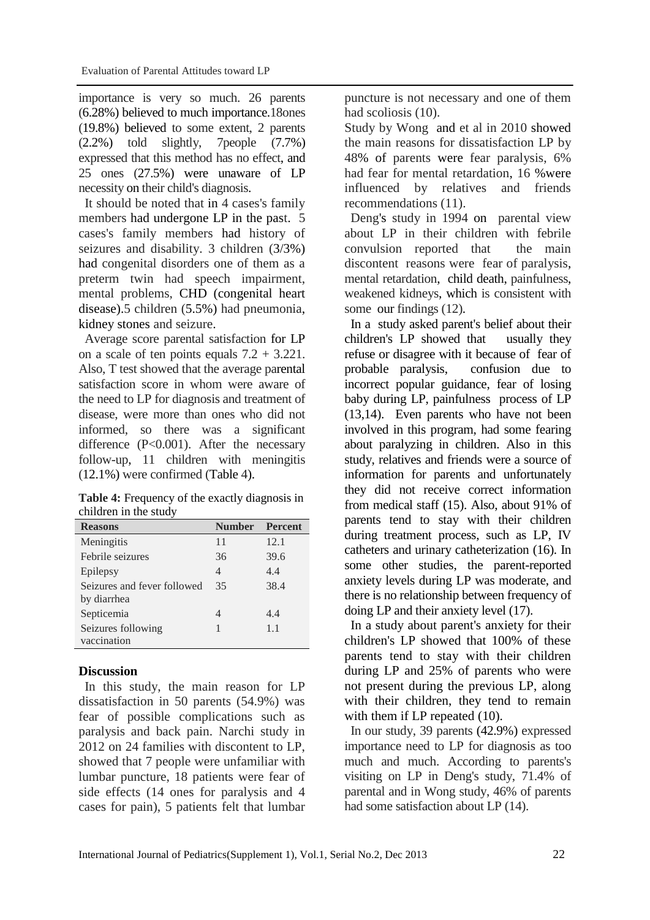importance is very so much. 26 parents (6.28%) believed to much importance.18ones (19.8%) believed to some extent, 2 parents (2.2%) told slightly, 7people (7.7%) expressed that this method has no effect, and 25 ones (27.5%) were unaware of LP necessity on their child's diagnosis.

It should be noted that in 4 cases's family members had undergone LP in the past. 5 cases's family members had history of seizures and disability. 3 children (3/3%) had congenital disorders one of them as a preterm twin had speech impairment, mental problems, CHD (congenital heart disease).5 children (5.5%) had pneumonia, kidney stones and seizure.

Average score parental satisfaction for LP on a scale of ten points equals 7.2 + 3.221. Also, T test showed that the average parental satisfaction score in whom were aware of the need to LP for diagnosis and treatment of disease, were more than ones who did not informed, so there was a significant difference ($P<0.001$). After the necessary follow-up, 11 children with meningitis (12.1%) were confirmed (Table 4).

**Table 4:** Frequency of the exactly diagnosis in children in the study

| Reasons | Number | Percent |
|---|---|---|
| Meningitis | 11 | 12.1 |
| Febrile seizures | 36 | 39.6 |
| Epilepsy | 4 | 4.4 |
| Seizures and fever followed by diarrhea | 35 | 38.4 |
| Septicemia | 4 | 4.4 |
| Seizures following vaccination | 1 | 1.1 |

## Discussion

In this study, the main reason for LP dissatisfaction in 50 parents (54.9%) was fear of possible complications such as paralysis and back pain. Narchi study in 2012 on 24 families with discontent to LP, showed that 7 people were unfamiliar with lumbar puncture, 18 patients were fear of side effects (14 ones for paralysis and 4 cases for pain), 5 patients felt that lumbar puncture is not necessary and one of them had scoliosis (10).

Study by Wong and et al in 2010 showed the main reasons for dissatisfaction LP by 48% of parents were fear paralysis, 6% had fear for mental retardation, 16 %were influenced by relatives and friends recommendations (11).

Deng's study in 1994 on parental view about LP in their children with febrile convulsion reported that the main discontent reasons were fear of paralysis, mental retardation, child death, painfulness, weakened kidneys, which is consistent with some our findings (12).

In a study asked parent's belief about their children's LP showed that usually they refuse or disagree with it because of fear of probable paralysis, confusion due to incorrect popular guidance, fear of losing baby during LP, painfulness process of LP (13,14). Even parents who have not been involved in this program, had some fearing about paralyzing in children. Also in this study, relatives and friends were a source of information for parents and unfortunately they did not receive correct information from medical staff (15). Also, about 91% of parents tend to stay with their children during treatment process, such as LP, IV catheters and urinary catheterization (16). In some other studies, the parent-reported anxiety levels during LP was moderate, and there is no relationship between frequency of doing LP and their anxiety level (17).

In a study about parent's anxiety for their children's LP showed that 100% of these parents tend to stay with their children during LP and 25% of parents who were not present during the previous LP, along with their children, they tend to remain with them if LP repeated (10).

In our study, 39 parents (42.9%) expressed importance need to LP for diagnosis as too much and much. According to parents's visiting on LP in Deng's study, 71.4% of parental and in Wong study, 46% of parents had some satisfaction about LP (14).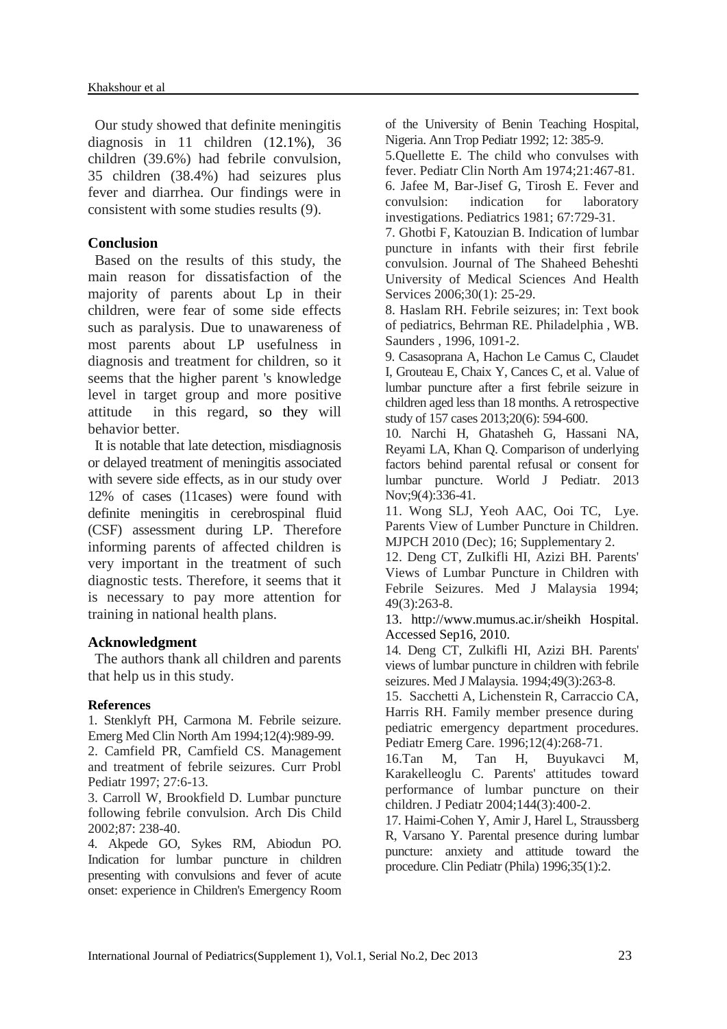Our study showed that definite meningitis diagnosis in 11 children (12.1%), 36 children (39.6%) had febrile convulsion, 35 children (38.4%) had seizures plus fever and diarrhea. Our findings were in consistent with some studies results (9).

## Conclusion

Based on the results of this study, the main reason for dissatisfaction of the majority of parents about Lp in their children, were fear of some side effects such as paralysis. Due to unawareness of most parents about LP usefulness in diagnosis and treatment for children, so it seems that the higher parent 's knowledge level in target group and more positive attitude in this regard, so they will behavior better.

It is notable that late detection, misdiagnosis or delayed treatment of meningitis associated with severe side effects, as in our study over 12% of cases (11cases) were found with definite meningitis in cerebrospinal fluid (CSF) assessment during LP. Therefore informing parents of affected children is very important in the treatment of such diagnostic tests. Therefore, it seems that it is necessary to pay more attention for training in national health plans.

## Acknowledgment

The authors thank all children and parents that help us in this study.

## References

1. Stenklyft PH, Carmona M. Febrile seizure. Emerg Med Clin North Am 1994;12(4):989-99.
2. Camfield PR, Camfield CS. Management and treatment of febrile seizures. Curr Probl Pediatr 1997; 27:6-13.
3. Carroll W, Brookfield D. Lumbar puncture following febrile convulsion. Arch Dis Child 2002;87: 238-40.
4. Akpede GO, Sykes RM, Abiodun PO. Indication for lumbar puncture in children presenting with convulsions and fever of acute onset: experience in Children's Emergency Room of the University of Benin Teaching Hospital, Nigeria. Ann Trop Pediatr 1992; 12: 385-9.
5. Quellette E. The child who convulses with fever. Pediatr Clin North Am 1974;21:467-81.
6. Jafee M, Bar-Jisef G, Tirosh E. Fever and convulsion: indication for laboratory investigations. Pediatrics 1981; 67:729-31.
7. Ghotbi F, Katouzian B. Indication of lumbar puncture in infants with their first febrile convulsion. Journal of The Shaheed Beheshti University of Medical Sciences And Health Services 2006;30(1): 25-29.
8. Haslam RH. Febrile seizures; in: Text book of pediatrics, Behrman RE. Philadelphia , WB. Saunders , 1996, 1091-2.
9. Casasoprana A, Hachon Le Camus C, Claudet I, Grouteau E, Chaix Y, Cances C, et al. Value of lumbar puncture after a first febrile seizure in children aged less than 18 months. A retrospective study of 157 cases 2013;20(6): 594-600.
10. Narchi H, Ghatasheh G, Hassani NA, Reyami LA, Khan Q. Comparison of underlying factors behind parental refusal or consent for lumbar puncture. World J Pediatr. 2013 Nov;9(4):336-41.
11. Wong SLJ, Yeoh AAC, Ooi TC, Lye. Parents View of Lumber Puncture in Children. MJPCH 2010 (Dec); 16; Supplementary 2.
12. Deng CT, ZuIkifli HI, Azizi BH. Parents' Views of Lumbar Puncture in Children with Febrile Seizures. Med J Malaysia 1994; 49(3):263-8.
13. http://www.mumus.ac.ir/sheikh Hospital. Accessed Sep16, 2010.
14. Deng CT, Zulkifli HI, Azizi BH. Parents' views of lumbar puncture in children with febrile seizures. Med J Malaysia. 1994;49(3):263-8.
15. Sacchetti A, Lichenstein R, Carraccio CA, Harris RH. Family member presence during pediatric emergency department procedures. Pediatr Emerg Care. 1996;12(4):268-71.
16. Tan M, Tan H, Buyukavci M, Karakelleoglu C. Parents' attitudes toward performance of lumbar puncture on their children. J Pediatr 2004;144(3):400-2.
17. Haimi-Cohen Y, Amir J, Harel L, Straussberg R, Varsano Y. Parental presence during lumbar puncture: anxiety and attitude toward the procedure. Clin Pediatr (Phila) 1996;35(1):2.